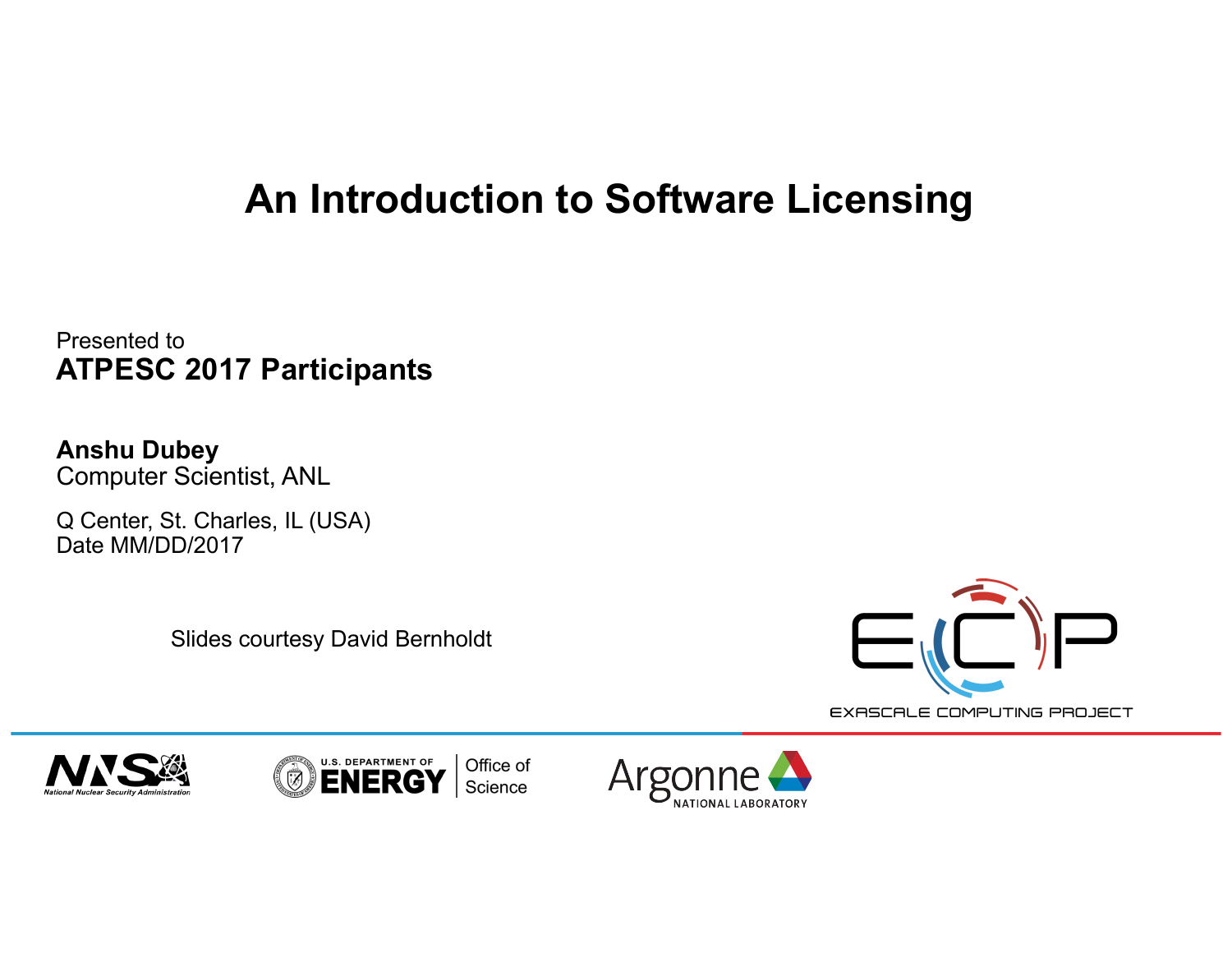# An Introduction to Software Licensing

Presented to
**ATPESC 2017 Participants**

**Anshu Dubey**
Computer Scientist, ANL

Q Center, St. Charles, IL (USA)
Date MM/DD/2017

Slides courtesy David Bernholdt

EXASCALE COMPUTING PROJECT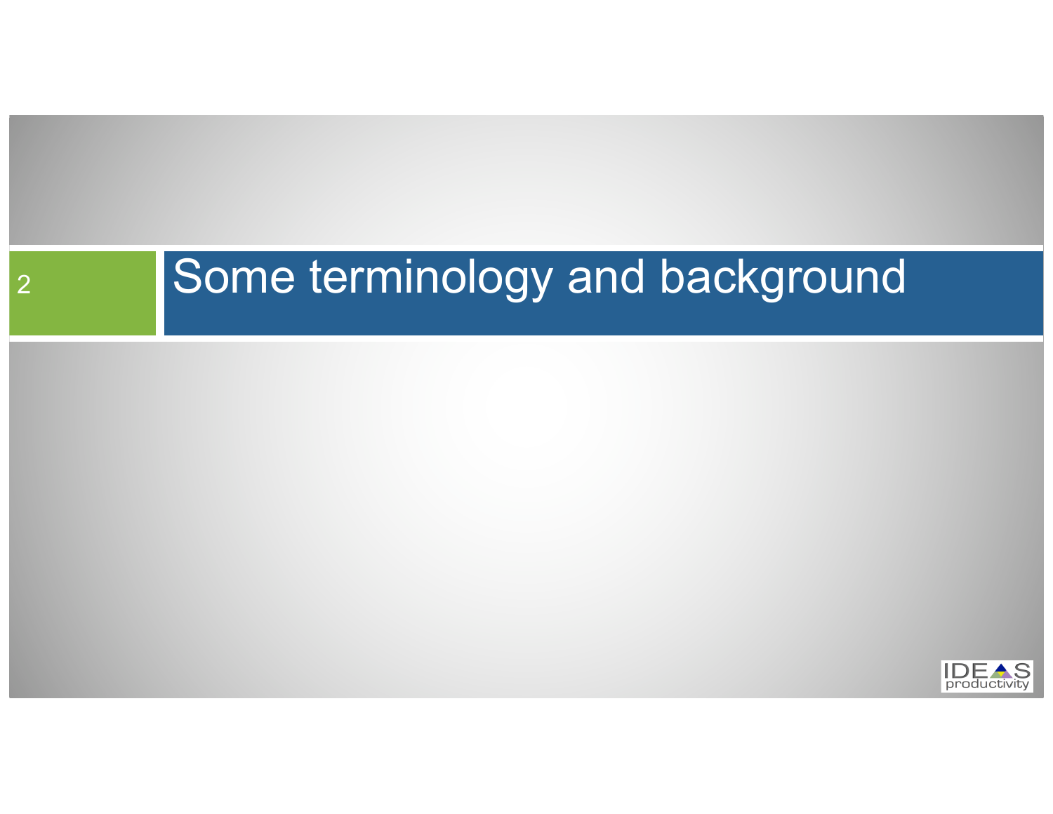# Some terminology and background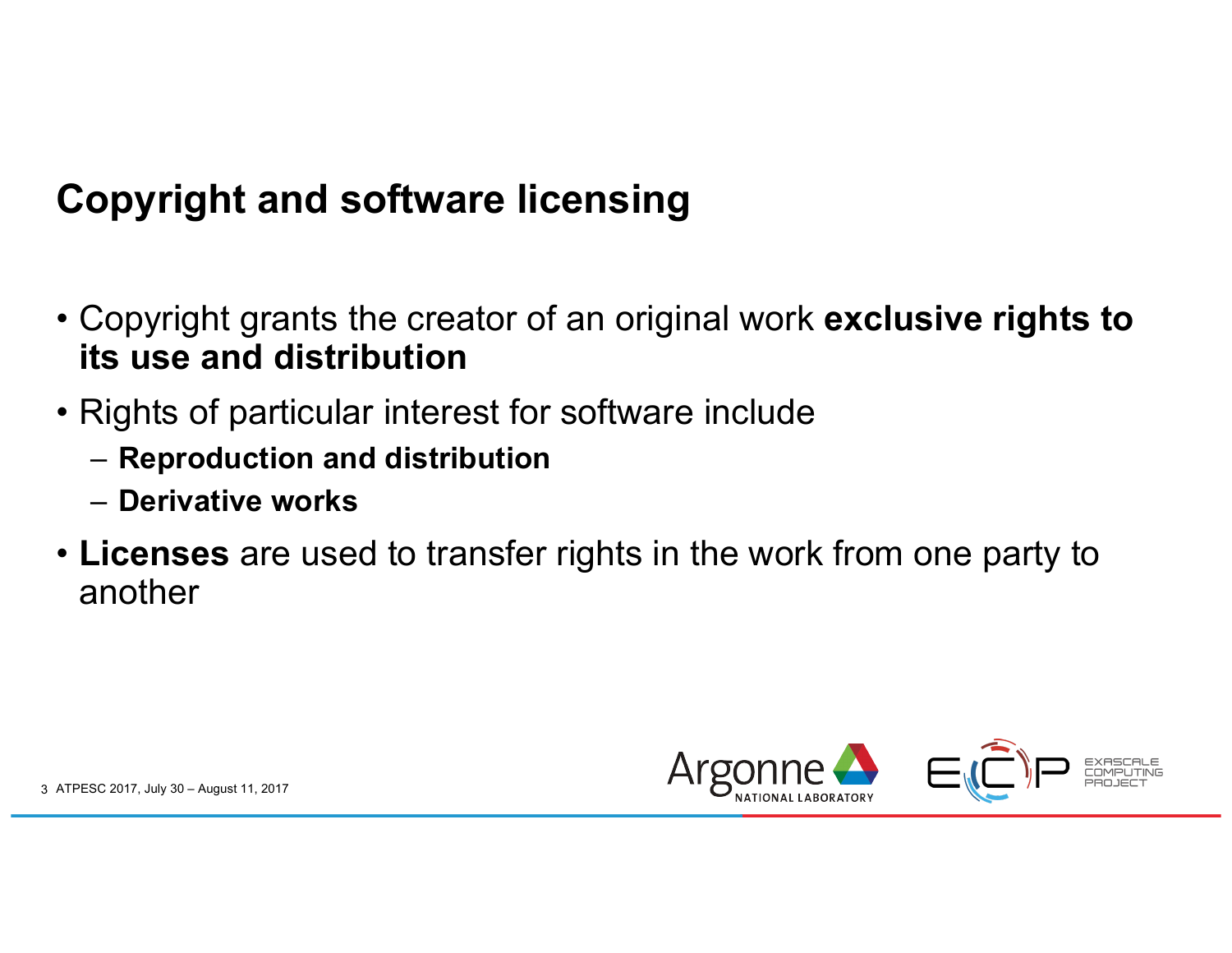# Copyright and software licensing

- Copyright grants the creator of an original work **exclusive rights to its use and distribution**
- Rights of particular interest for software include
  - **Reproduction and distribution**
  - **Derivative works**
- **Licenses** are used to transfer rights in the work from one party to another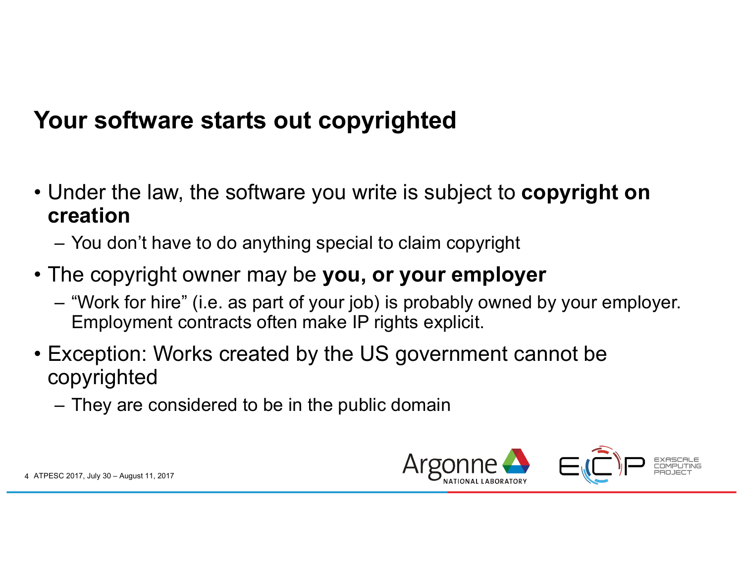# Your software starts out copyrighted

- Under the law, the software you write is subject to **copyright on creation**
  - You don't have to do anything special to claim copyright
- The copyright owner may be **you, or your employer**
  - "Work for hire" (i.e. as part of your job) is probably owned by your employer. Employment contracts often make IP rights explicit.
- Exception: Works created by the US government cannot be copyrighted
  - They are considered to be in the public domain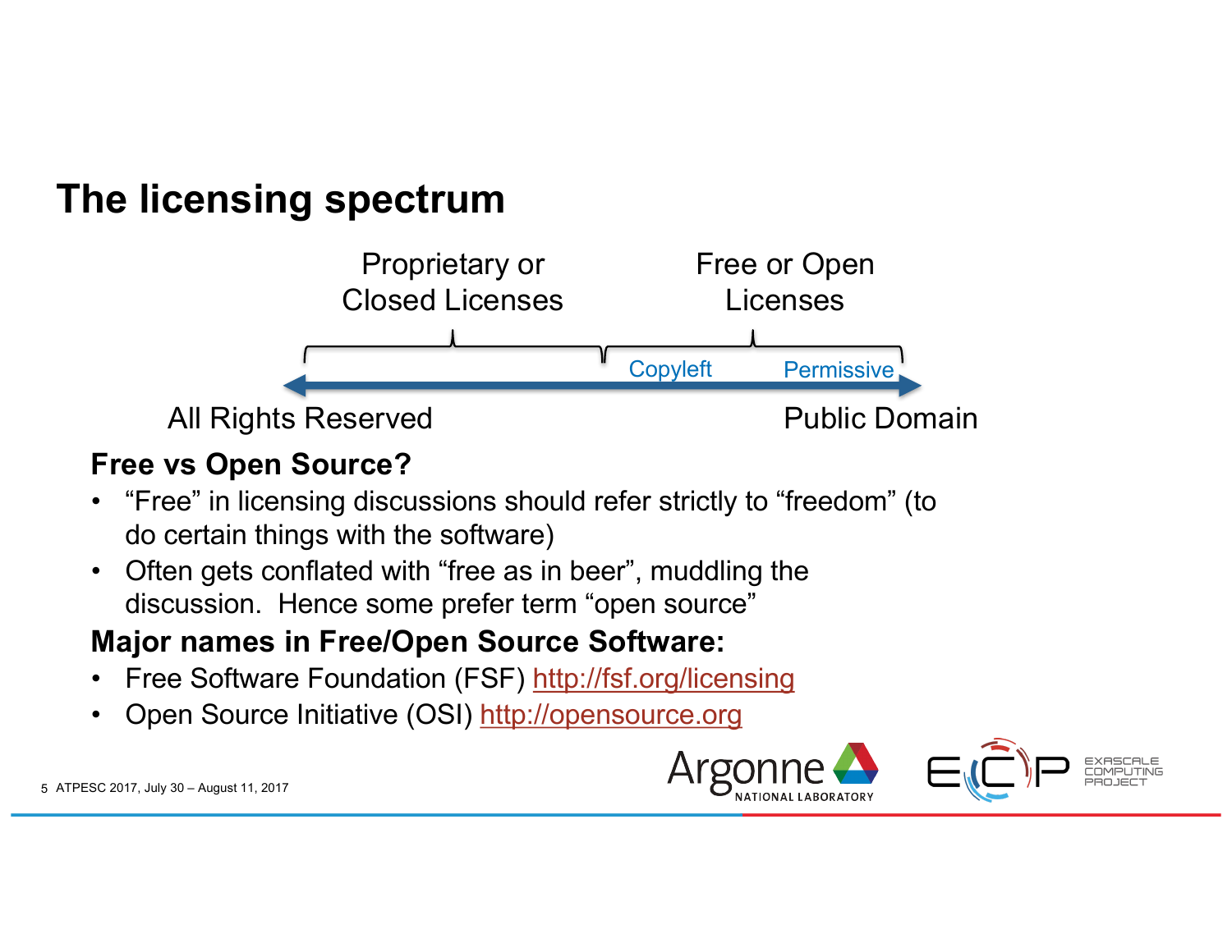# The licensing spectrum

Proprietary or Closed Licenses | Free or Open Licenses

Copyleft | Permissive

All Rights Reserved ⟷ Public Domain

**Free vs Open Source?**

- “Free” in licensing discussions should refer strictly to “freedom” (to do certain things with the software)
- Often gets conflated with “free as in beer”, muddling the discussion. Hence some prefer term “open source”

**Major names in Free/Open Source Software:**

- Free Software Foundation (FSF) http://fsf.org/licensing
- Open Source Initiative (OSI) http://opensource.org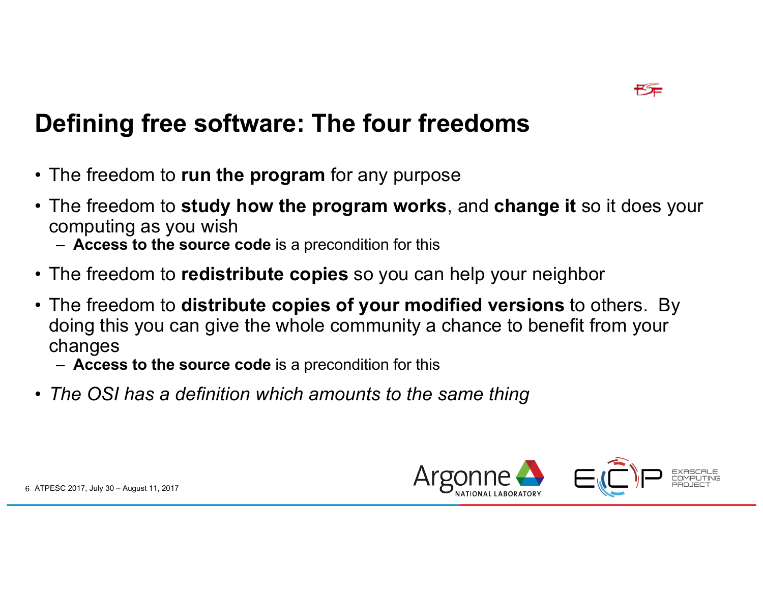# Defining free software: The four freedoms

- The freedom to **run the program** for any purpose
- The freedom to **study how the program works**, and **change it** so it does your computing as you wish
  - **Access to the source code** is a precondition for this
- The freedom to **redistribute copies** so you can help your neighbor
- The freedom to **distribute copies of your modified versions** to others. By doing this you can give the whole community a chance to benefit from your changes
  - **Access to the source code** is a precondition for this
- *The OSI has a definition which amounts to the same thing*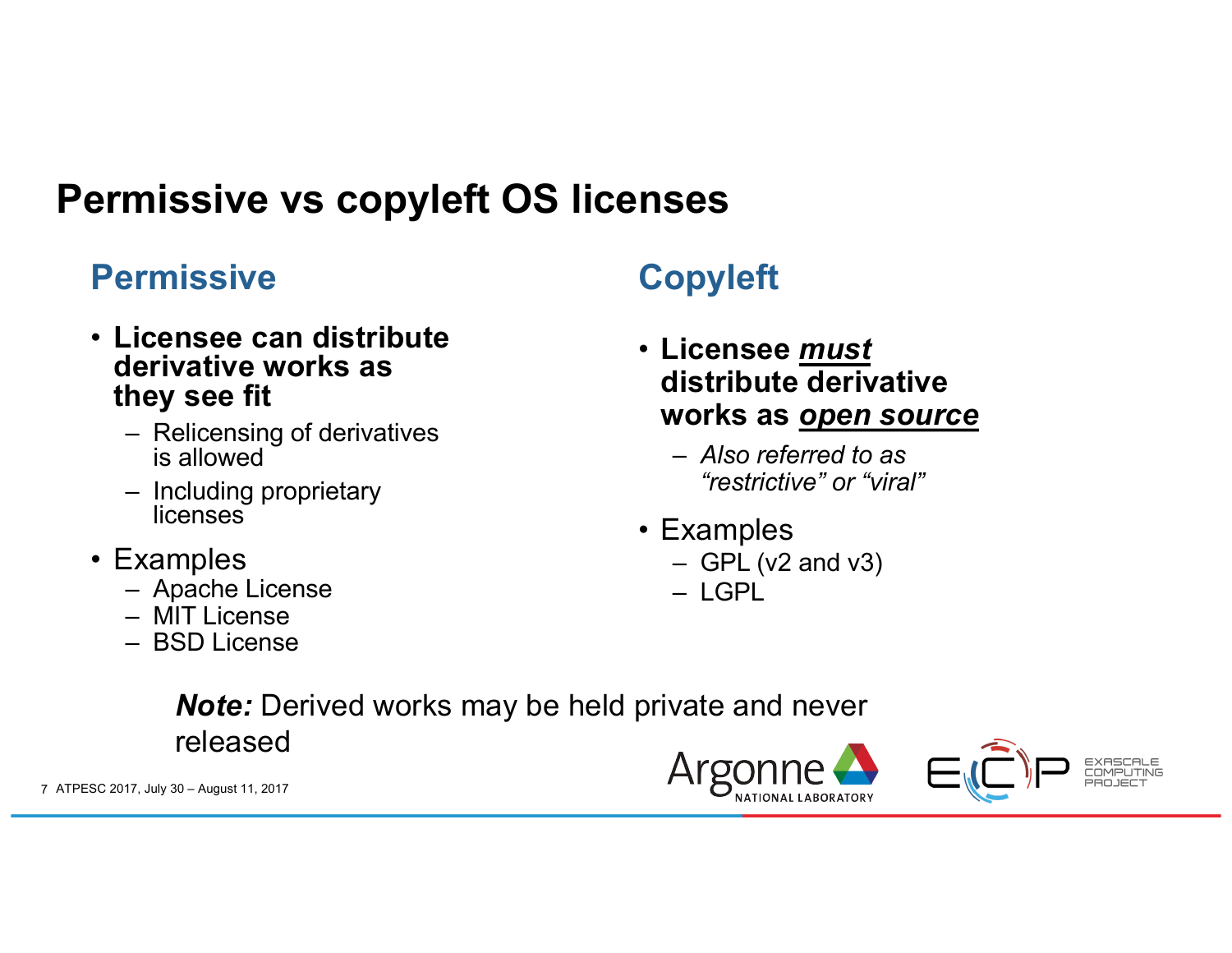# Permissive vs copyleft OS licenses

## Permissive

- **Licensee can distribute derivative works as they see fit**
  - Relicensing of derivatives is allowed
  - Including proprietary licenses
- Examples
  - Apache License
  - MIT License
  - BSD License

## Copyleft

- **Licensee *must* distribute derivative works as *open source***
  - *Also referred to as "restrictive" or "viral"*
- Examples
  - GPL (v2 and v3)
  - LGPL

***Note:*** Derived works may be held private and never released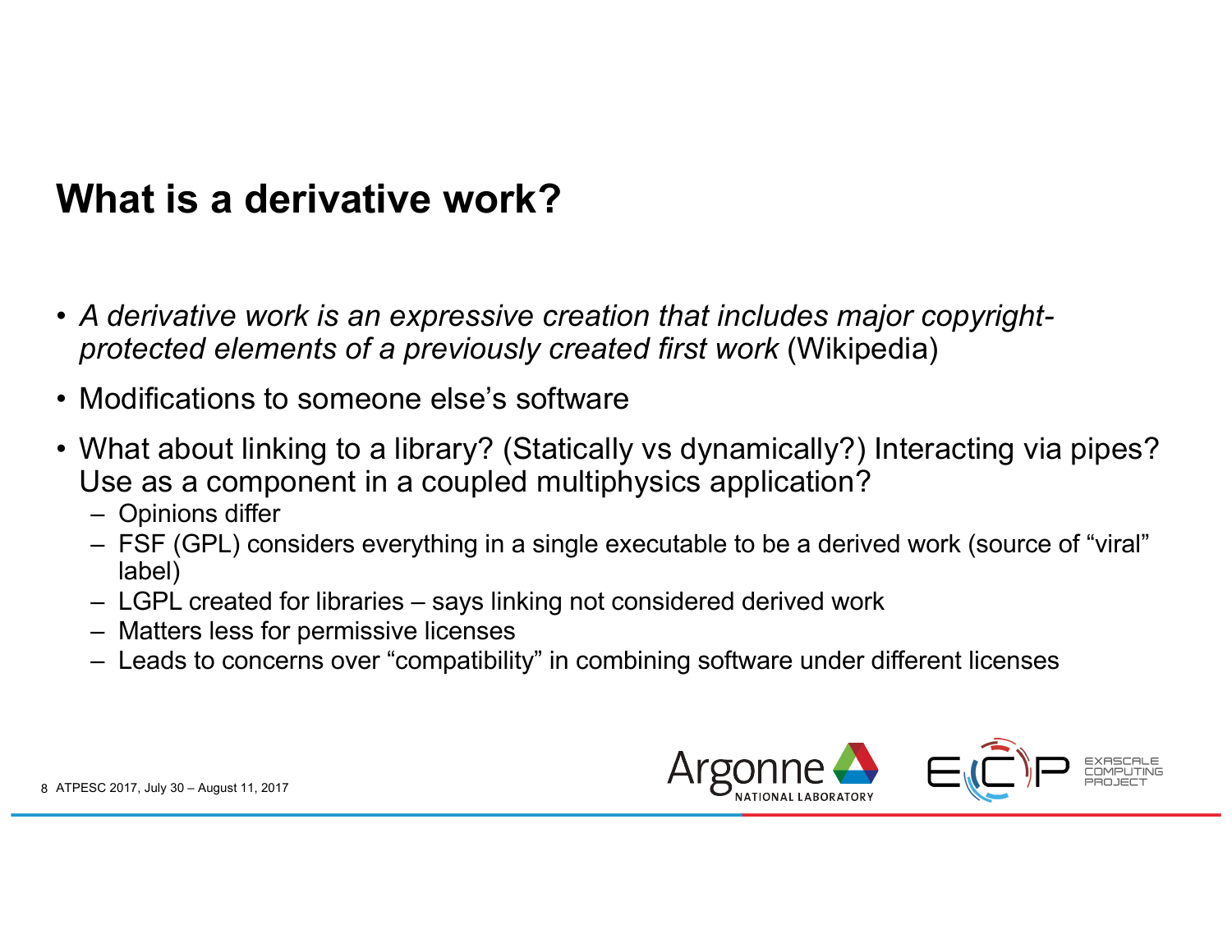# What is a derivative work?

- *A derivative work is an expressive creation that includes major copyright-protected elements of a previously created first work* (Wikipedia)
- Modifications to someone else's software
- What about linking to a library? (Statically vs dynamically?) Interacting via pipes? Use as a component in a coupled multiphysics application?
  - Opinions differ
  - FSF (GPL) considers everything in a single executable to be a derived work (source of "viral" label)
  - LGPL created for libraries – says linking not considered derived work
  - Matters less for permissive licenses
  - Leads to concerns over "compatibility" in combining software under different licenses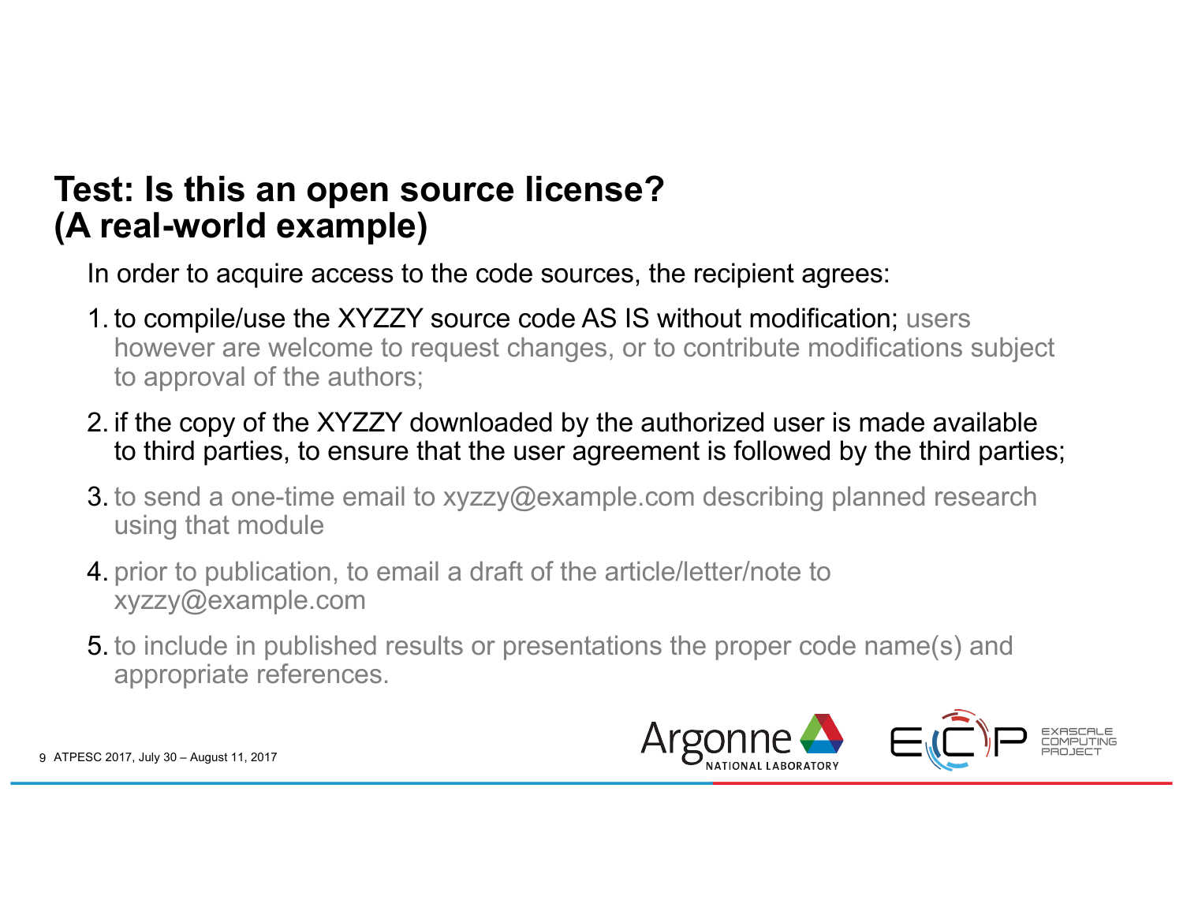## Test: Is this an open source license? (A real-world example)

In order to acquire access to the code sources, the recipient agrees:

1. to compile/use the XYZZY source code AS IS without modification; users however are welcome to request changes, or to contribute modifications subject to approval of the authors;
2. if the copy of the XYZZY downloaded by the authorized user is made available to third parties, to ensure that the user agreement is followed by the third parties;
3. to send a one-time email to xyzzy@example.com describing planned research using that module
4. prior to publication, to email a draft of the article/letter/note to xyzzy@example.com
5. to include in published results or presentations the proper code name(s) and appropriate references.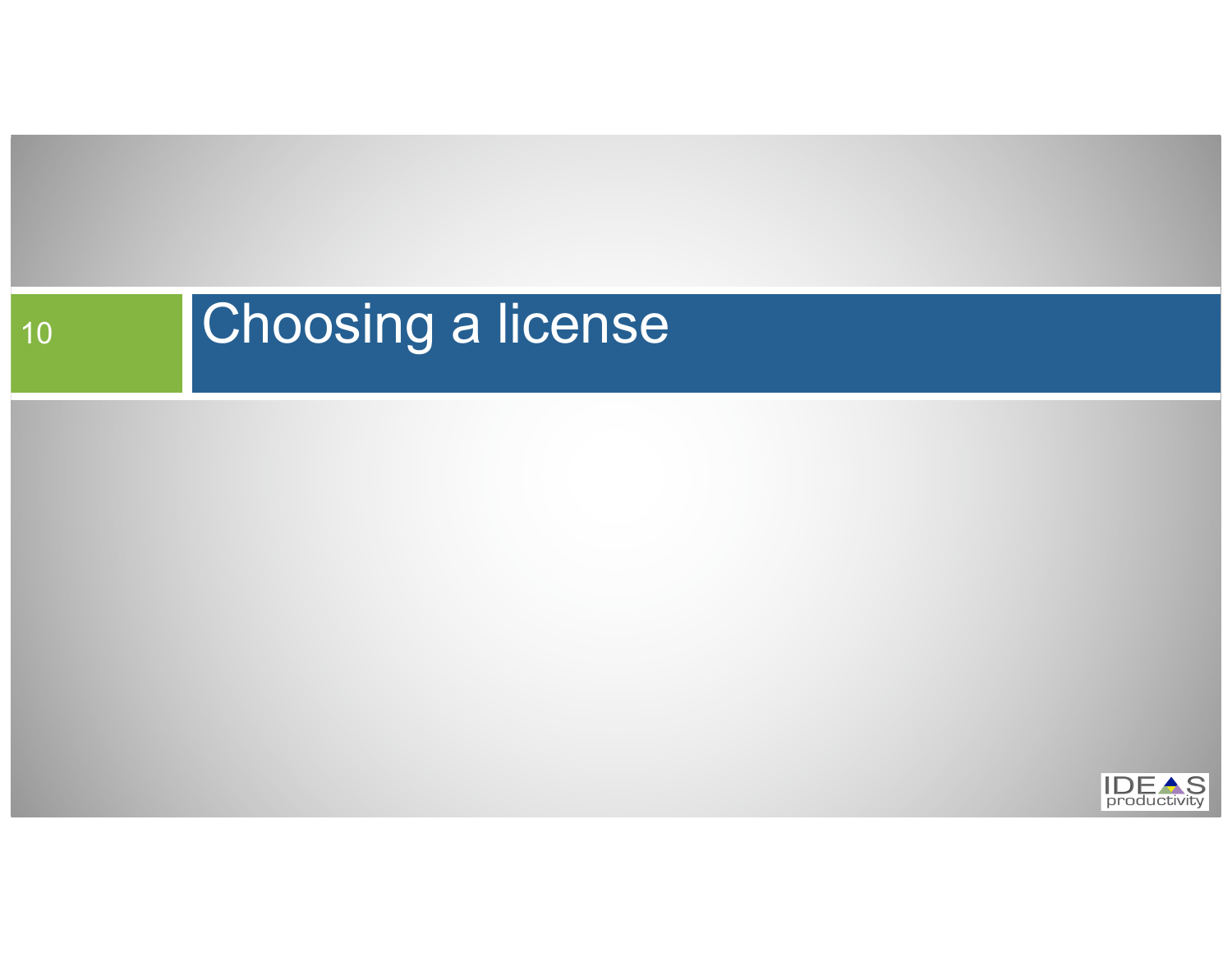# Choosing a license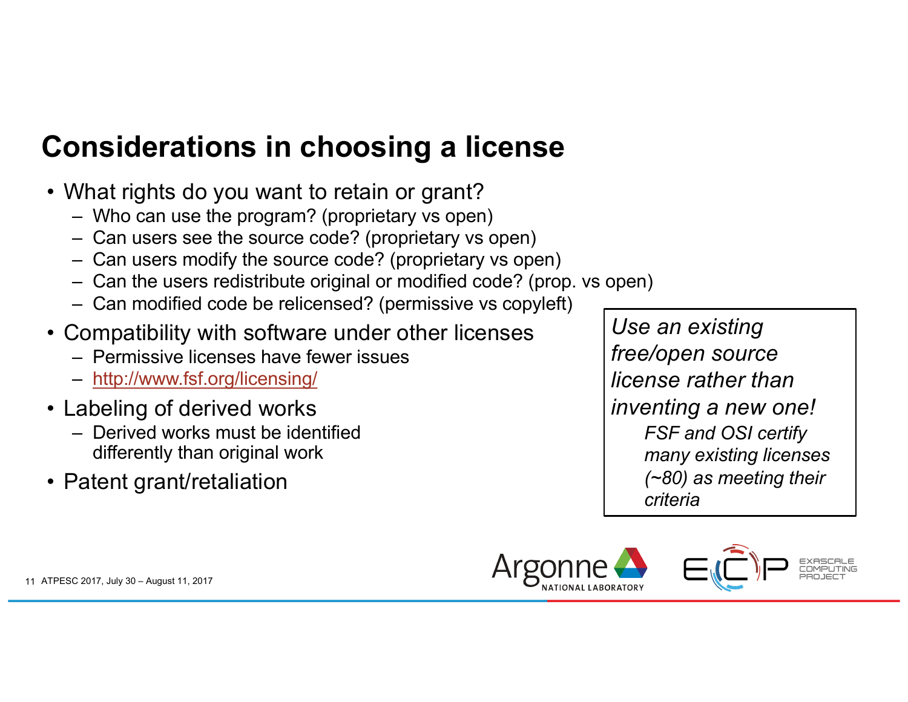# Considerations in choosing a license

- What rights do you want to retain or grant?
  - Who can use the program? (proprietary vs open)
  - Can users see the source code? (proprietary vs open)
  - Can users modify the source code? (proprietary vs open)
  - Can the users redistribute original or modified code? (prop. vs open)
  - Can modified code be relicensed? (permissive vs copyleft)
- Compatibility with software under other licenses
  - Permissive licenses have fewer issues
  - http://www.fsf.org/licensing/
- Labeling of derived works
  - Derived works must be identified differently than original work
- Patent grant/retaliation

*Use an existing free/open source license rather than inventing a new one!*

*FSF and OSI certify many existing licenses (~80) as meeting their criteria*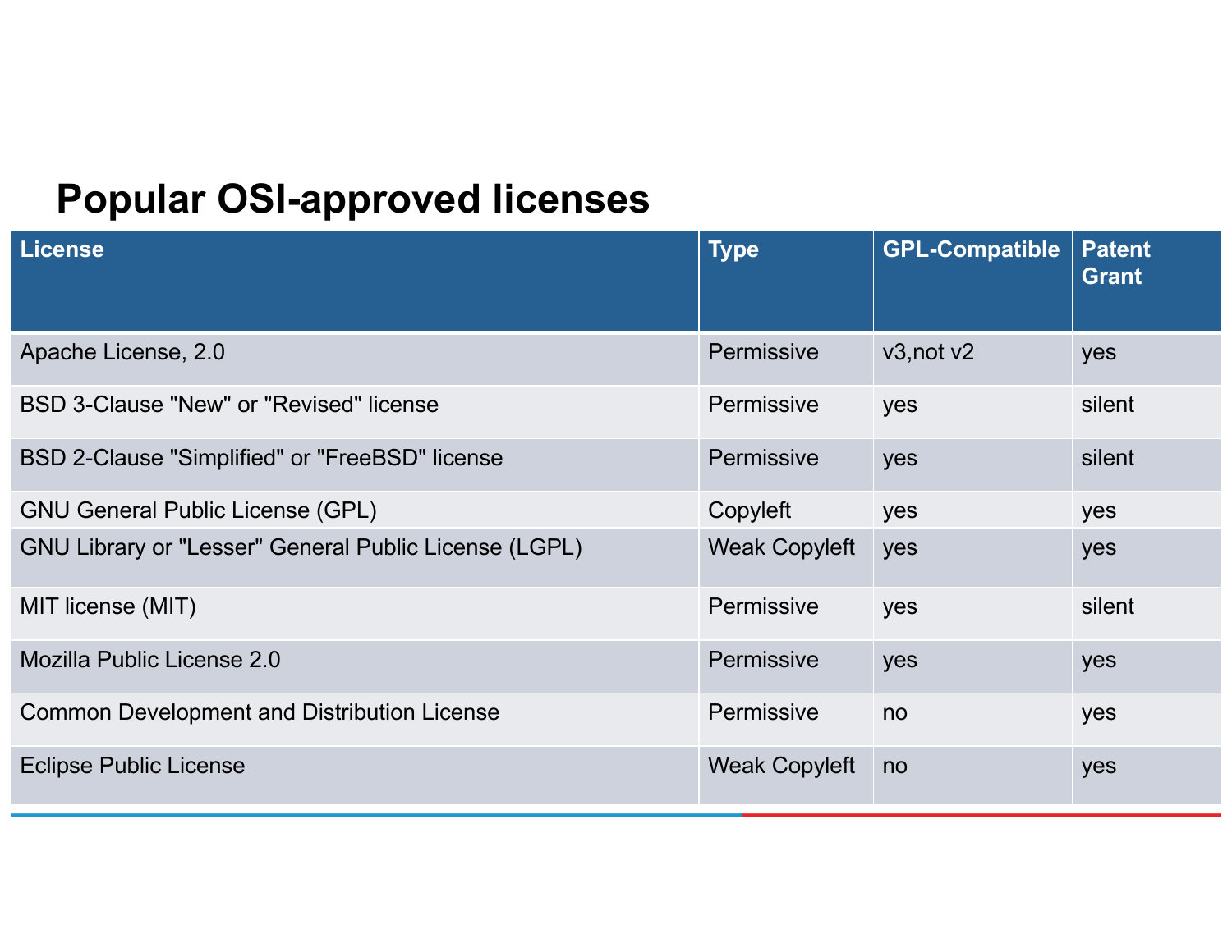# Popular OSI-approved licenses

| License | Type | GPL-Compatible | Patent Grant |
|---|---|---|---|
| Apache License, 2.0 | Permissive | v3,not v2 | yes |
| BSD 3-Clause "New" or "Revised" license | Permissive | yes | silent |
| BSD 2-Clause "Simplified" or "FreeBSD" license | Permissive | yes | silent |
| GNU General Public License (GPL) | Copyleft | yes | yes |
| GNU Library or "Lesser" General Public License (LGPL) | Weak Copyleft | yes | yes |
| MIT license (MIT) | Permissive | yes | silent |
| Mozilla Public License 2.0 | Permissive | yes | yes |
| Common Development and Distribution License | Permissive | no | yes |
| Eclipse Public License | Weak Copyleft | no | yes |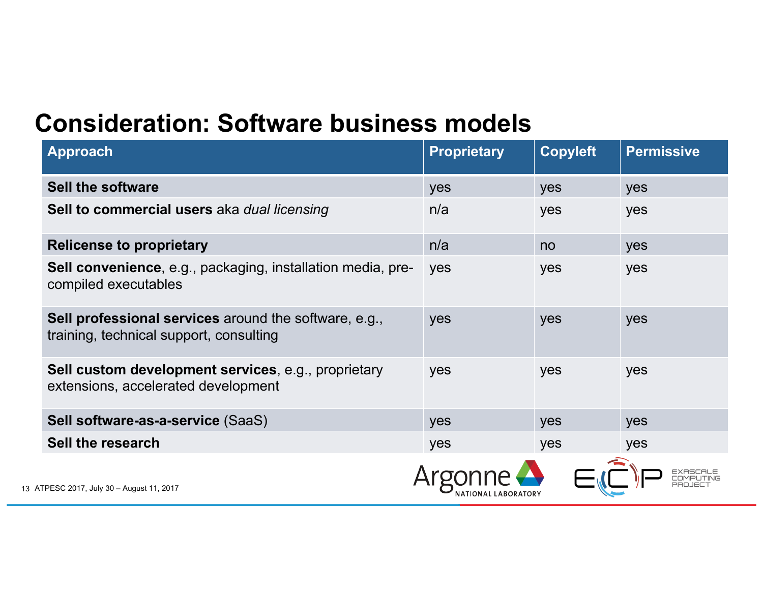# Consideration: Software business models

| Approach | Proprietary | Copyleft | Permissive |
|---|---|---|---|
| **Sell the software** | yes | yes | yes |
| **Sell to commercial users** aka *dual licensing* | n/a | yes | yes |
| **Relicense to proprietary** | n/a | no | yes |
| **Sell convenience**, e.g., packaging, installation media, pre-compiled executables | yes | yes | yes |
| **Sell professional services** around the software, e.g., training, technical support, consulting | yes | yes | yes |
| **Sell custom development services**, e.g., proprietary extensions, accelerated development | yes | yes | yes |
| **Sell software-as-a-service** (SaaS) | yes | yes | yes |
| **Sell the research** | yes | yes | yes |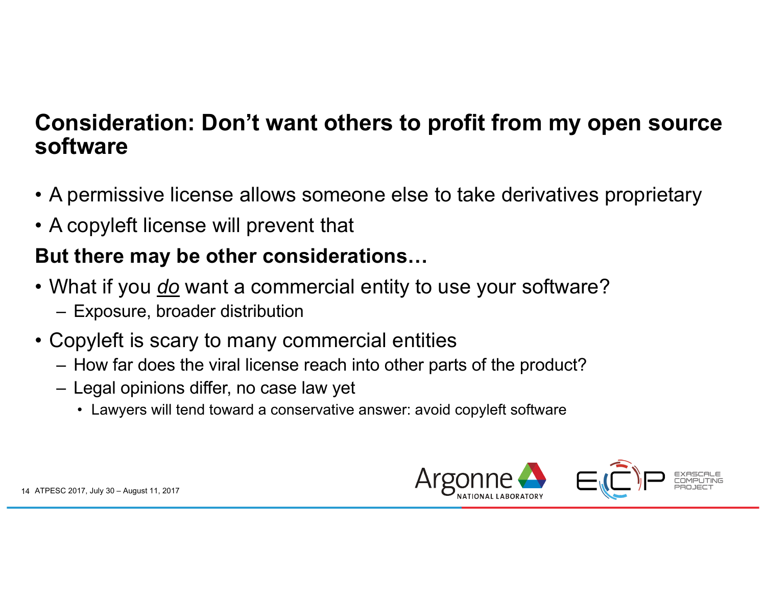# Consideration: Don't want others to profit from my open source software

- A permissive license allows someone else to take derivatives proprietary
- A copyleft license will prevent that

**But there may be other considerations…**

- What if you ***do*** want a commercial entity to use your software?
  - Exposure, broader distribution
- Copyleft is scary to many commercial entities
  - How far does the viral license reach into other parts of the product?
  - Legal opinions differ, no case law yet
    - Lawyers will tend toward a conservative answer: avoid copyleft software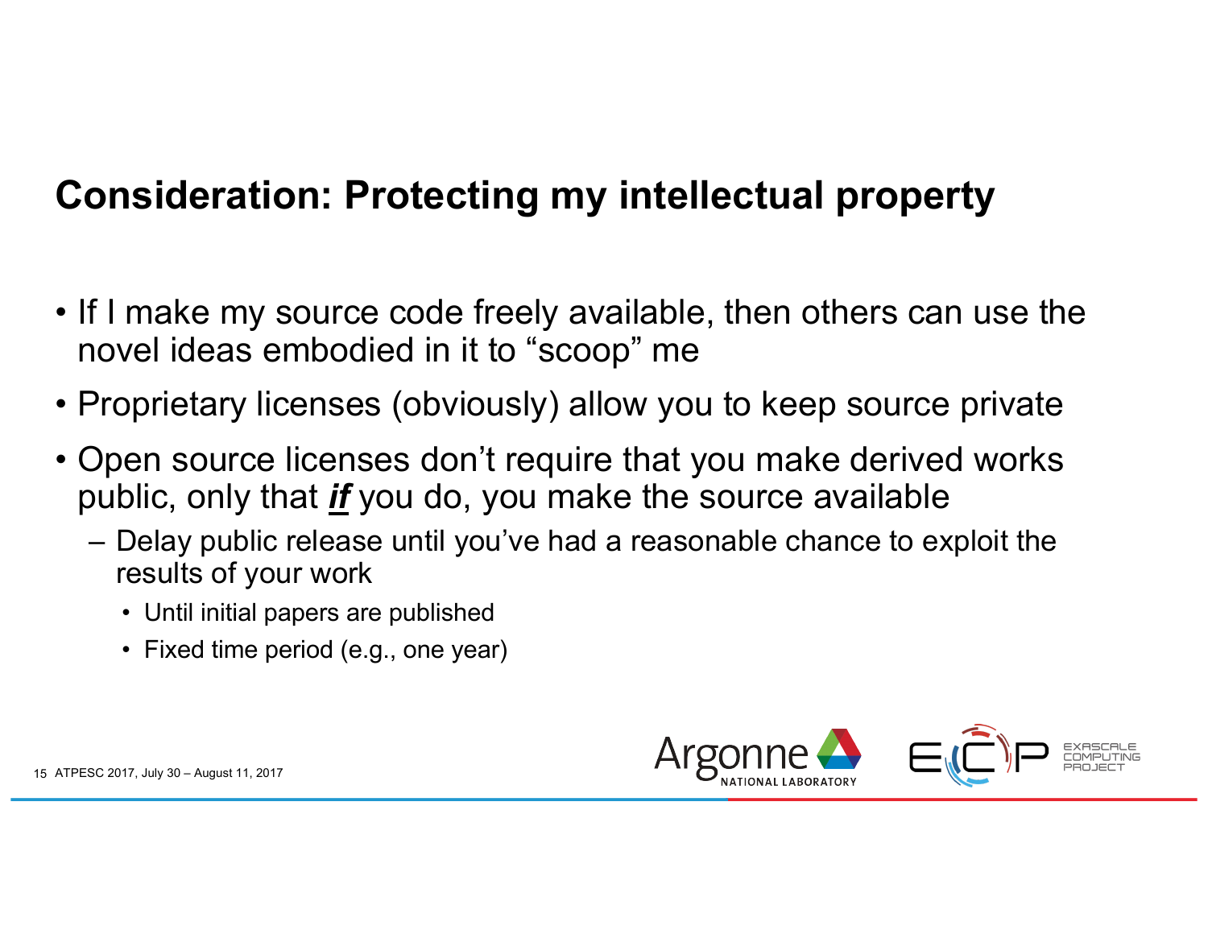# Consideration: Protecting my intellectual property

- If I make my source code freely available, then others can use the novel ideas embodied in it to “scoop” me
- Proprietary licenses (obviously) allow you to keep source private
- Open source licenses don’t require that you make derived works public, only that ***if*** you do, you make the source available
  - Delay public release until you’ve had a reasonable chance to exploit the results of your work
    - Until initial papers are published
    - Fixed time period (e.g., one year)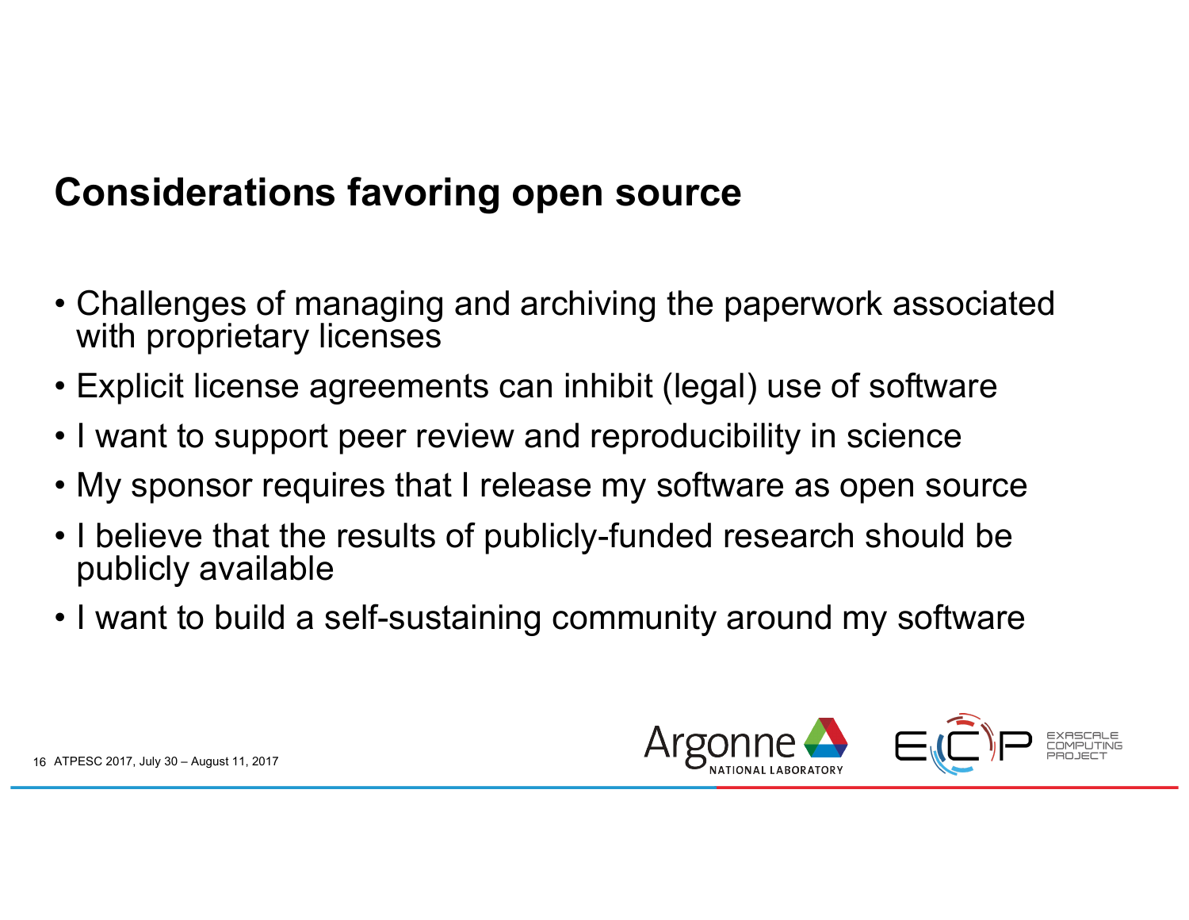# Considerations favoring open source

- Challenges of managing and archiving the paperwork associated with proprietary licenses
- Explicit license agreements can inhibit (legal) use of software
- I want to support peer review and reproducibility in science
- My sponsor requires that I release my software as open source
- I believe that the results of publicly-funded research should be publicly available
- I want to build a self-sustaining community around my software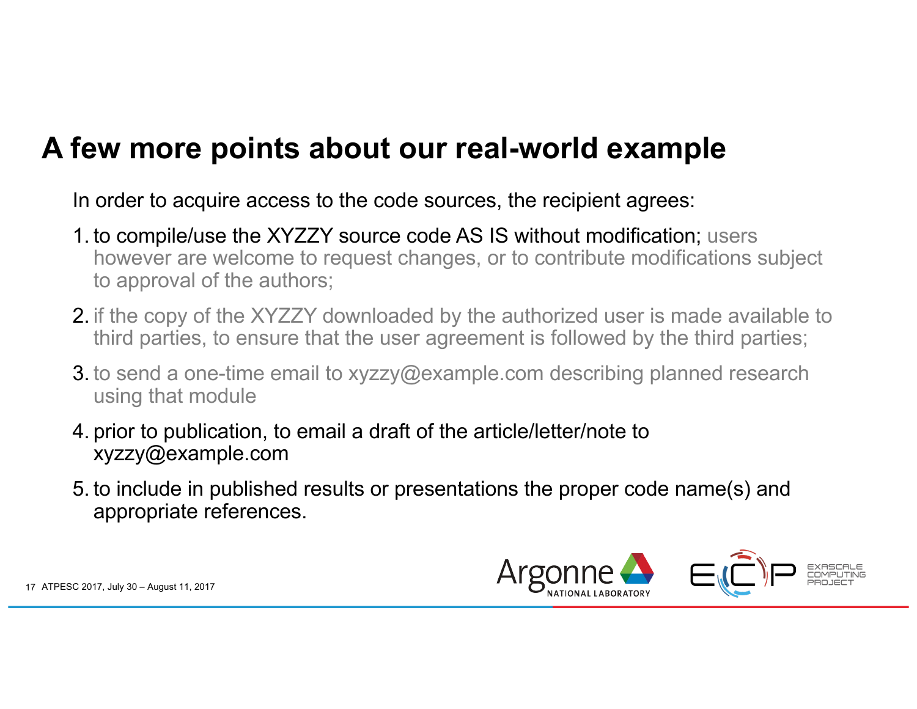# A few more points about our real-world example

In order to acquire access to the code sources, the recipient agrees:

1. to compile/use the XYZZY source code AS IS without modification; users however are welcome to request changes, or to contribute modifications subject to approval of the authors;
2. if the copy of the XYZZY downloaded by the authorized user is made available to third parties, to ensure that the user agreement is followed by the third parties;
3. to send a one-time email to xyzzy@example.com describing planned research using that module
4. prior to publication, to email a draft of the article/letter/note to xyzzy@example.com
5. to include in published results or presentations the proper code name(s) and appropriate references.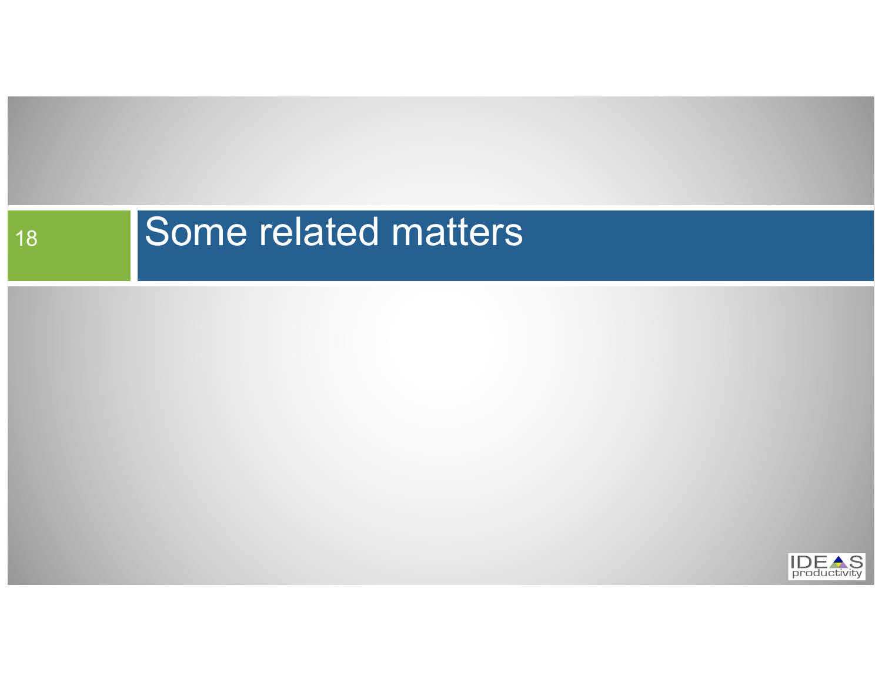# Some related matters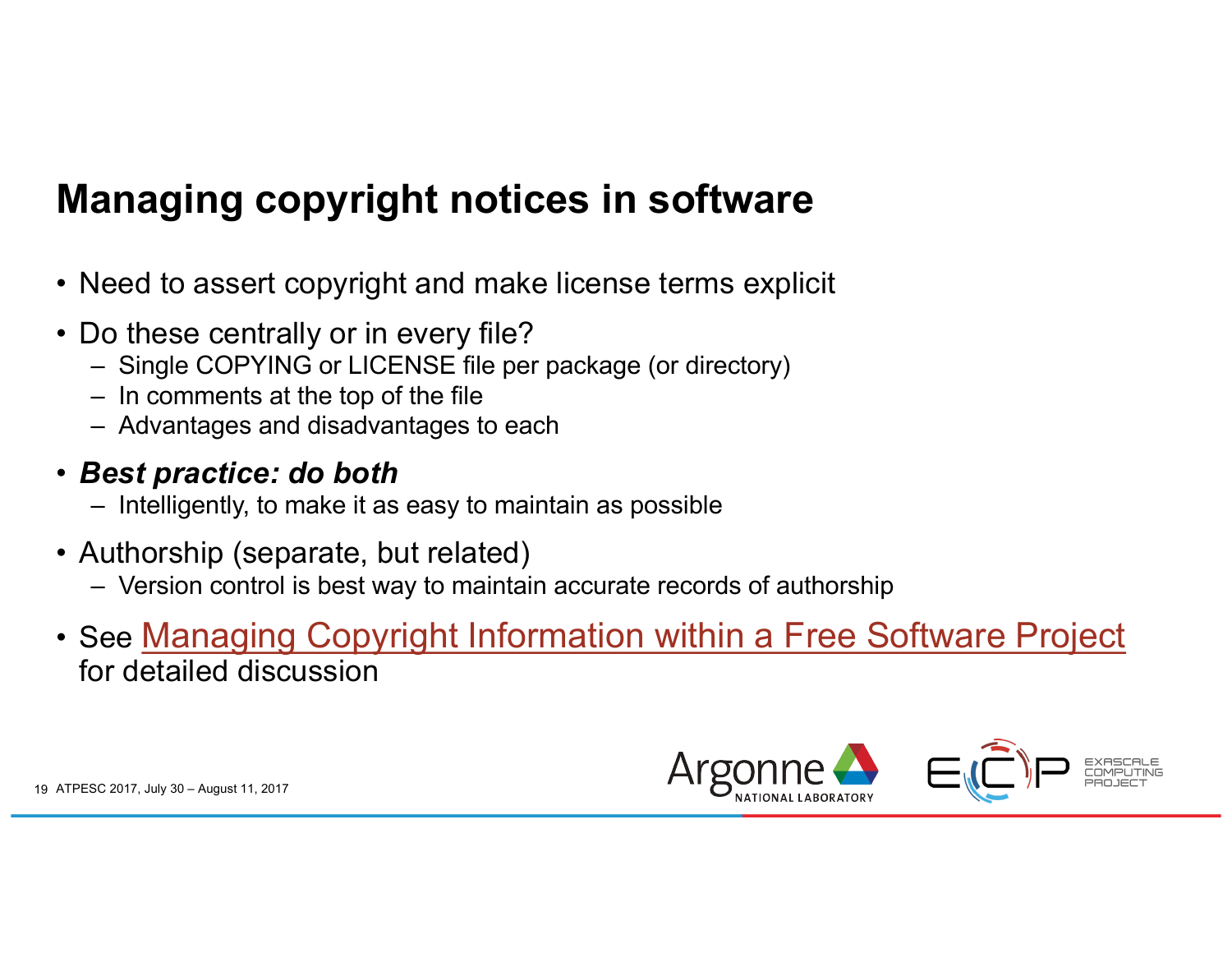# Managing copyright notices in software

- Need to assert copyright and make license terms explicit
- Do these centrally or in every file?
  - Single COPYING or LICENSE file per package (or directory)
  - In comments at the top of the file
  - Advantages and disadvantages to each
- ***Best practice: do both***
  - Intelligently, to make it as easy to maintain as possible
- Authorship (separate, but related)
  - Version control is best way to maintain accurate records of authorship
- See Managing Copyright Information within a Free Software Project for detailed discussion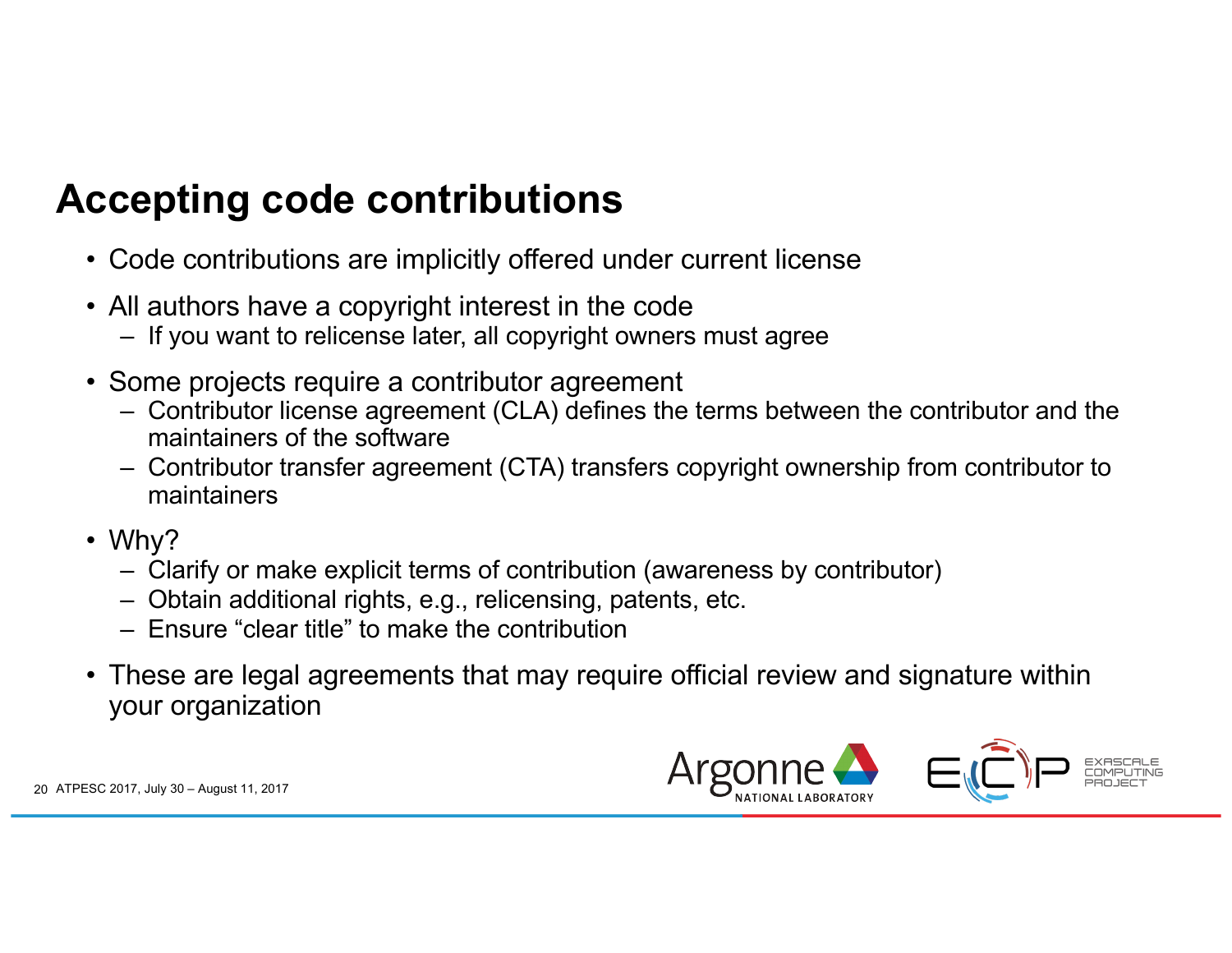# Accepting code contributions

- Code contributions are implicitly offered under current license
- All authors have a copyright interest in the code
  - If you want to relicense later, all copyright owners must agree
- Some projects require a contributor agreement
  - Contributor license agreement (CLA) defines the terms between the contributor and the maintainers of the software
  - Contributor transfer agreement (CTA) transfers copyright ownership from contributor to maintainers
- Why?
  - Clarify or make explicit terms of contribution (awareness by contributor)
  - Obtain additional rights, e.g., relicensing, patents, etc.
  - Ensure “clear title” to make the contribution
- These are legal agreements that may require official review and signature within your organization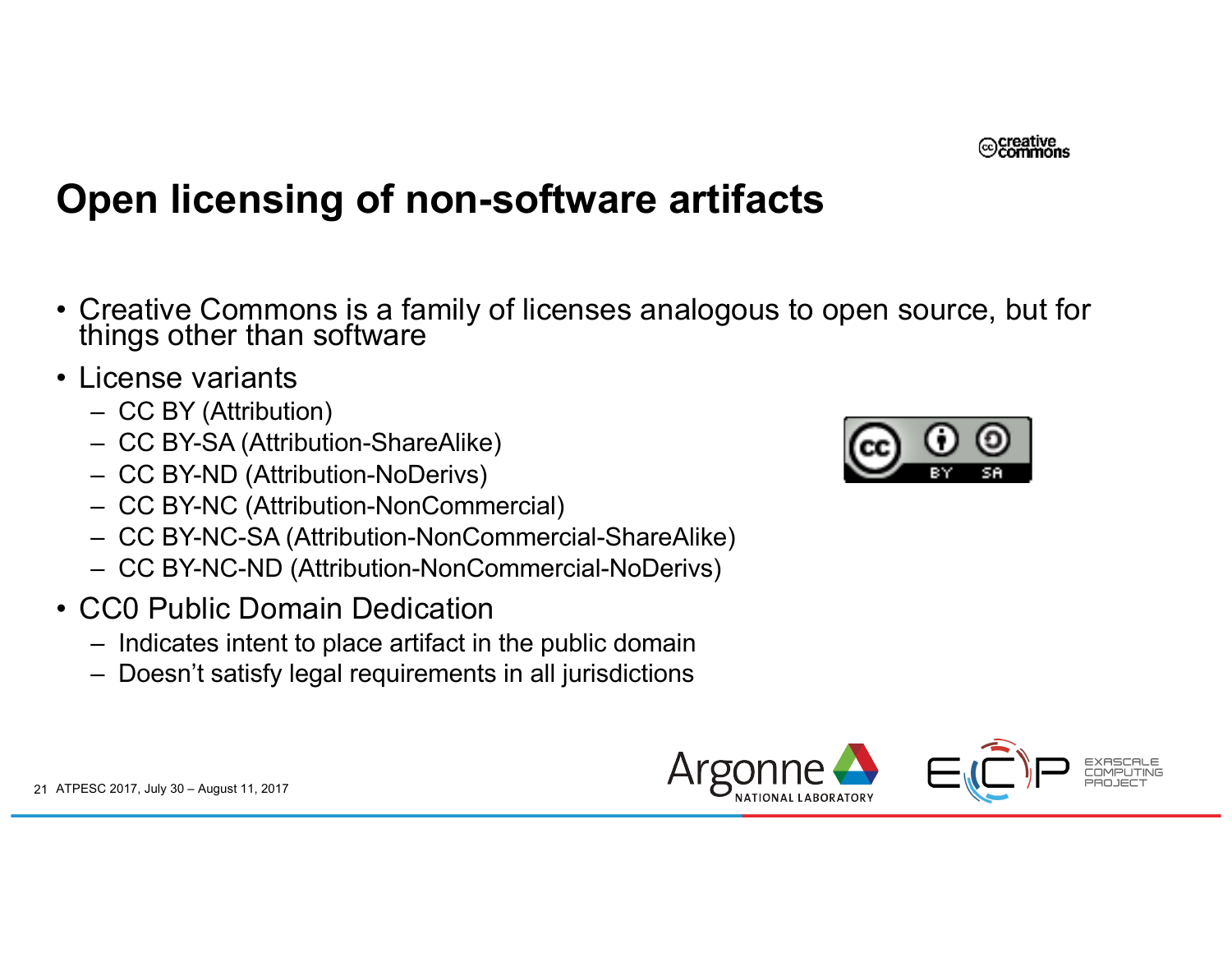# Open licensing of non-software artifacts

- Creative Commons is a family of licenses analogous to open source, but for things other than software
- License variants
  - CC BY (Attribution)
  - CC BY-SA (Attribution-ShareAlike)
  - CC BY-ND (Attribution-NoDerivs)
  - CC BY-NC (Attribution-NonCommercial)
  - CC BY-NC-SA (Attribution-NonCommercial-ShareAlike)
  - CC BY-NC-ND (Attribution-NonCommercial-NoDerivs)
- CC0 Public Domain Dedication
  - Indicates intent to place artifact in the public domain
  - Doesn't satisfy legal requirements in all jurisdictions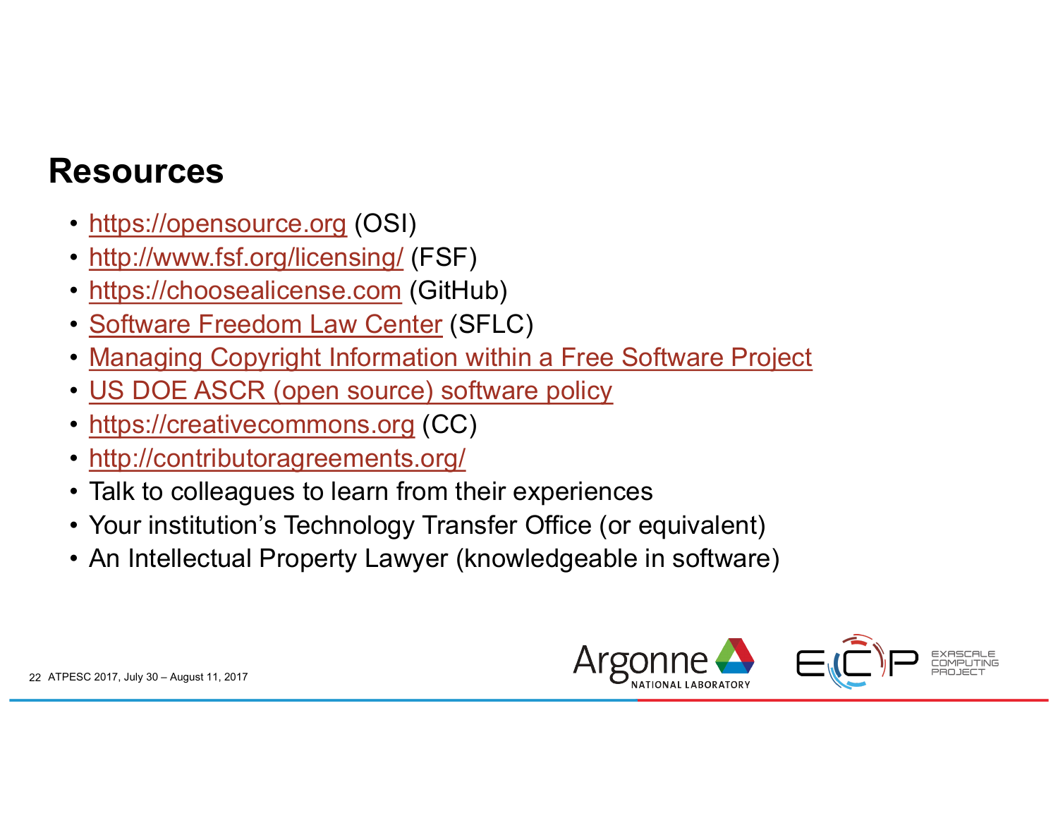## Resources

- https://opensource.org (OSI)
- http://www.fsf.org/licensing/ (FSF)
- https://choosealicense.com (GitHub)
- Software Freedom Law Center (SFLC)
- Managing Copyright Information within a Free Software Project
- US DOE ASCR (open source) software policy
- https://creativecommons.org (CC)
- http://contributoragreements.org/
- Talk to colleagues to learn from their experiences
- Your institution's Technology Transfer Office (or equivalent)
- An Intellectual Property Lawyer (knowledgeable in software)